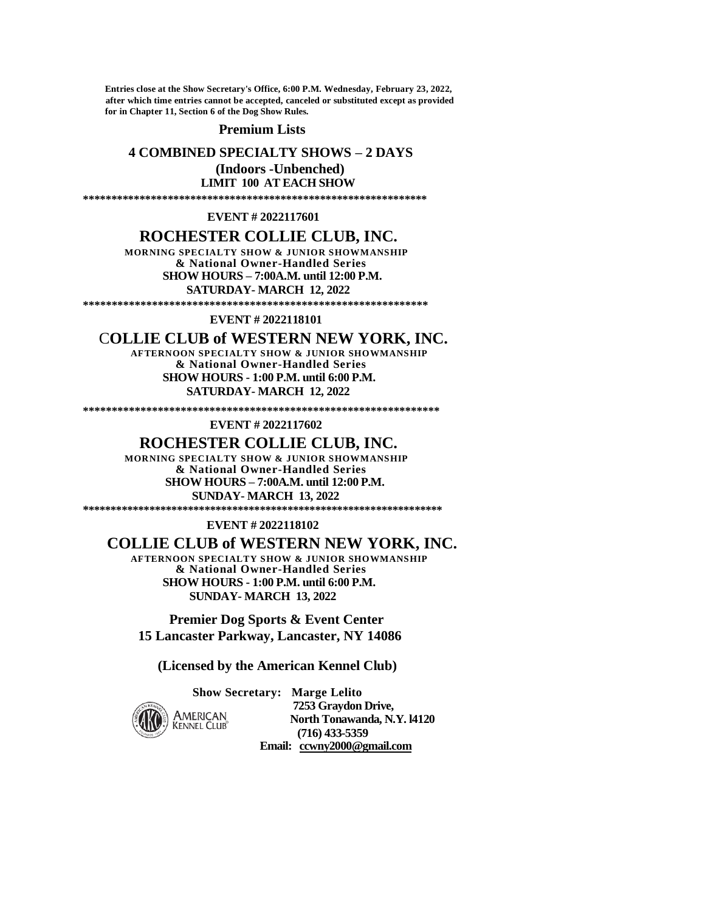**Entries close at the Show Secretary's Office, 6:00 P.M. Wednesday, February 23, 2022, after which time entries cannot be accepted, canceled or substituted except as provided for in Chapter 11, Section 6 of the Dog Show Rules.**

**Premium Lists**

**4 COMBINED SPECIALTY SHOWS – 2 DAYS**

**(Indoors -Unbenched)**

**LIMIT 100 AT EACH SHOW**

*************************************************************

**EVENT # 2022117601**

## ROCHESTER COLLIE CLUB, INC.

**MORNING SPECIALTY SHOW & JUNIOR SHOWMANSHIP**
**& National Owner-Handled Series**
**SHOW HOURS – 7:00A.M. until 12:00 P.M.**
**SATURDAY- MARCH 12, 2022**

*************************************************************

**EVENT # 2022118101**

## COLLIE CLUB of WESTERN NEW YORK, INC.

**AFTERNOON SPECIALTY SHOW & JUNIOR SHOWMANSHIP**
**& National Owner-Handled Series**
**SHOW HOURS - 1:00 P.M. until 6:00 P.M.**
**SATURDAY- MARCH 12, 2022**

*************************************************************

**EVENT # 2022117602**

## ROCHESTER COLLIE CLUB, INC.

**MORNING SPECIALTY SHOW & JUNIOR SHOWMANSHIP**
**& National Owner-Handled Series**
**SHOW HOURS – 7:00A.M. until 12:00 P.M.**
**SUNDAY- MARCH 13, 2022**

*************************************************************

**EVENT # 2022118102**

## COLLIE CLUB of WESTERN NEW YORK, INC.

**AFTERNOON SPECIALTY SHOW & JUNIOR SHOWMANSHIP**
**& National Owner-Handled Series**
**SHOW HOURS - 1:00 P.M. until 6:00 P.M.**
**SUNDAY- MARCH 13, 2022**

**Premier Dog Sports & Event Center**
**15 Lancaster Parkway, Lancaster, NY 14086**

**(Licensed by the American Kennel Club)**

**Show Secretary: Marge Lelito**
**7253 Graydon Drive,**
**North Tonawanda, N.Y. l4120**
**(716) 433-5359**
**Email: ccwny2000@gmail.com**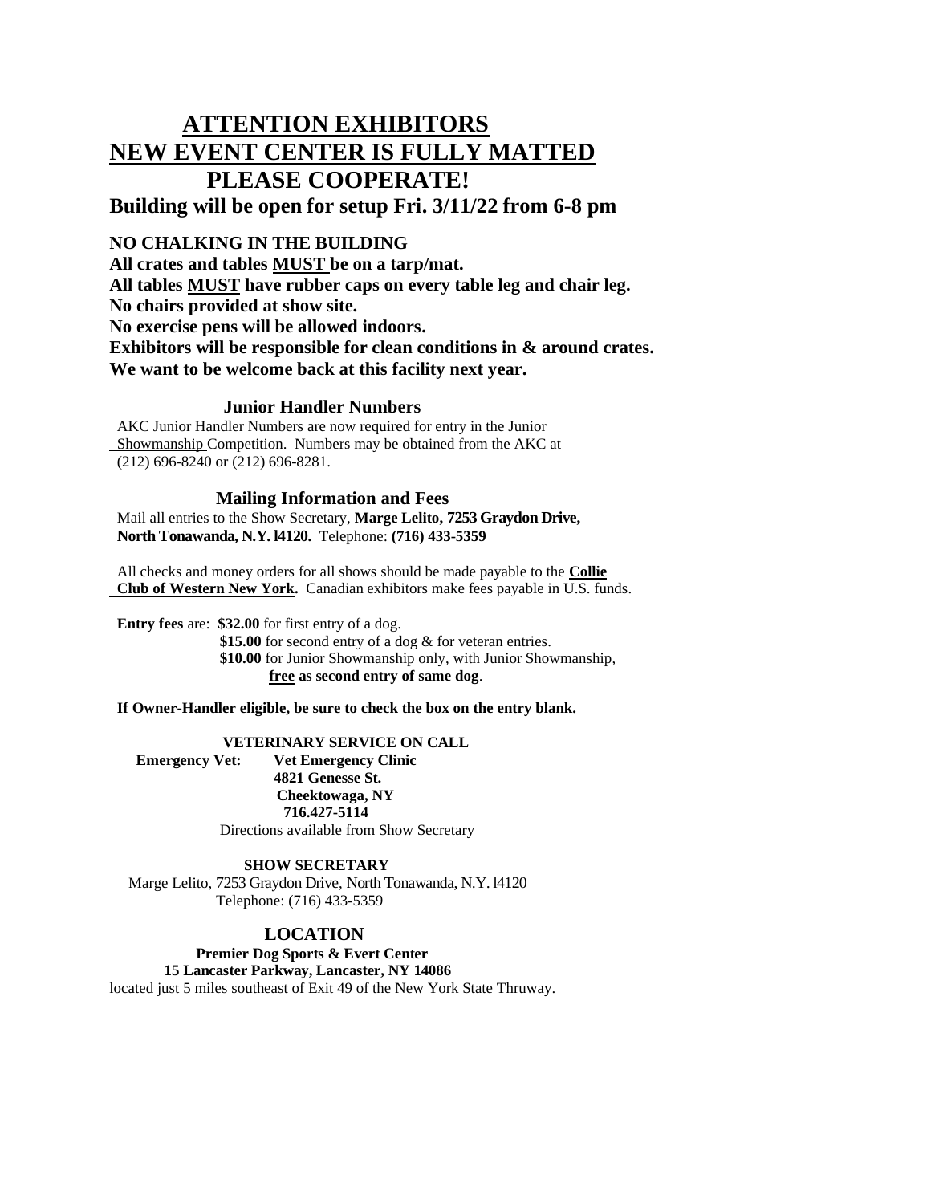# ATTENTION EXHIBITORS
# NEW EVENT CENTER IS FULLY MATTED
# PLEASE COOPERATE!

## Building will be open for setup Fri. 3/11/22 from 6-8 pm

**NO CHALKING IN THE BUILDING**
**All crates and tables MUST be on a tarp/mat.**
**All tables MUST have rubber caps on every table leg and chair leg.**
**No chairs provided at show site.**
**No exercise pens will be allowed indoors.**
**Exhibitors will be responsible for clean conditions in & around crates.**
**We want to be welcome back at this facility next year.**

### Junior Handler Numbers

AKC Junior Handler Numbers are now required for entry in the Junior Showmanship Competition. Numbers may be obtained from the AKC at (212) 696-8240 or (212) 696-8281.

### Mailing Information and Fees

Mail all entries to the Show Secretary, **Marge Lelito, 7253 Graydon Drive, North Tonawanda, N.Y. l4120.** Telephone: **(716) 433-5359**

All checks and money orders for all shows should be made payable to the **Collie Club of Western New York.** Canadian exhibitors make fees payable in U.S. funds.

**Entry fees** are: **\$32.00** for first entry of a dog.
**\$15.00** for second entry of a dog & for veteran entries.
**\$10.00** for Junior Showmanship only, with Junior Showmanship, **free as second entry of same dog**.

**If Owner-Handler eligible, be sure to check the box on the entry blank.**

**VETERINARY SERVICE ON CALL**

**Emergency Vet: Vet Emergency Clinic**
**4821 Genesse St.**
**Cheektowaga, NY**
**716.427-5114**
Directions available from Show Secretary

**SHOW SECRETARY**

Marge Lelito, 7253 Graydon Drive, North Tonawanda, N.Y. l4120
Telephone: (716) 433-5359

### LOCATION

**Premier Dog Sports & Evert Center**
**15 Lancaster Parkway, Lancaster, NY 14086**
located just 5 miles southeast of Exit 49 of the New York State Thruway.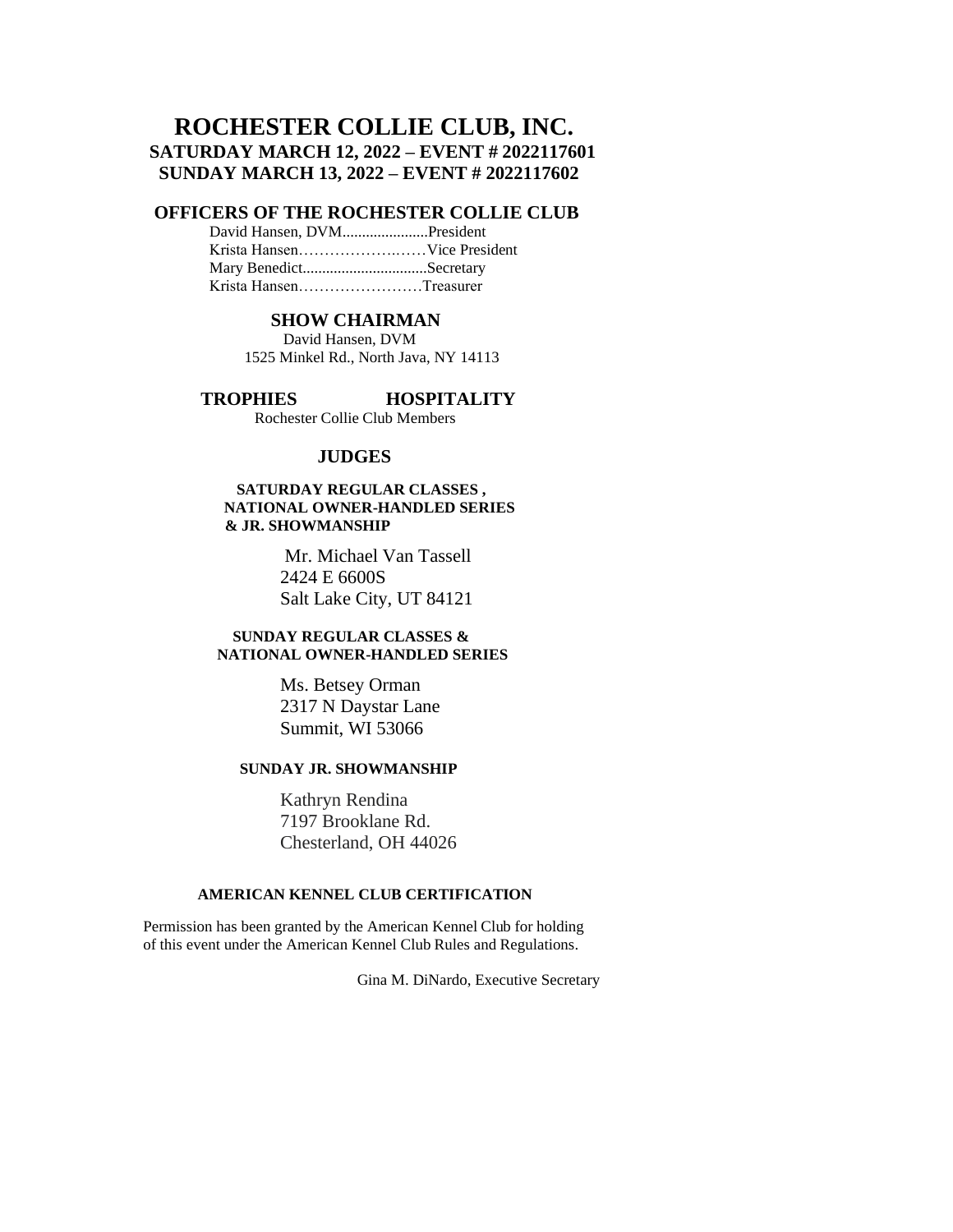# ROCHESTER COLLIE CLUB, INC.

**SATURDAY MARCH 12, 2022 – EVENT # 2022117601**
**SUNDAY MARCH 13, 2022 – EVENT # 2022117602**

## OFFICERS OF THE ROCHESTER COLLIE CLUB

David Hansen, DVM......................President
Krista Hansen…………………..……Vice President
Mary Benedict................................Secretary
Krista Hansen……………………Treasurer

## SHOW CHAIRMAN

David Hansen, DVM
1525 Minkel Rd., North Java, NY 14113

## TROPHIES HOSPITALITY

Rochester Collie Club Members

## JUDGES

**SATURDAY REGULAR CLASSES , NATIONAL OWNER-HANDLED SERIES & JR. SHOWMANSHIP**

Mr. Michael Van Tassell
2424 E 6600S
Salt Lake City, UT 84121

**SUNDAY REGULAR CLASSES & NATIONAL OWNER-HANDLED SERIES**

Ms. Betsey Orman
2317 N Daystar Lane
Summit, WI 53066

**SUNDAY JR. SHOWMANSHIP**

Kathryn Rendina
7197 Brooklane Rd.
Chesterland, OH 44026

**AMERICAN KENNEL CLUB CERTIFICATION**

Permission has been granted by the American Kennel Club for holding of this event under the American Kennel Club Rules and Regulations.

Gina M. DiNardo, Executive Secretary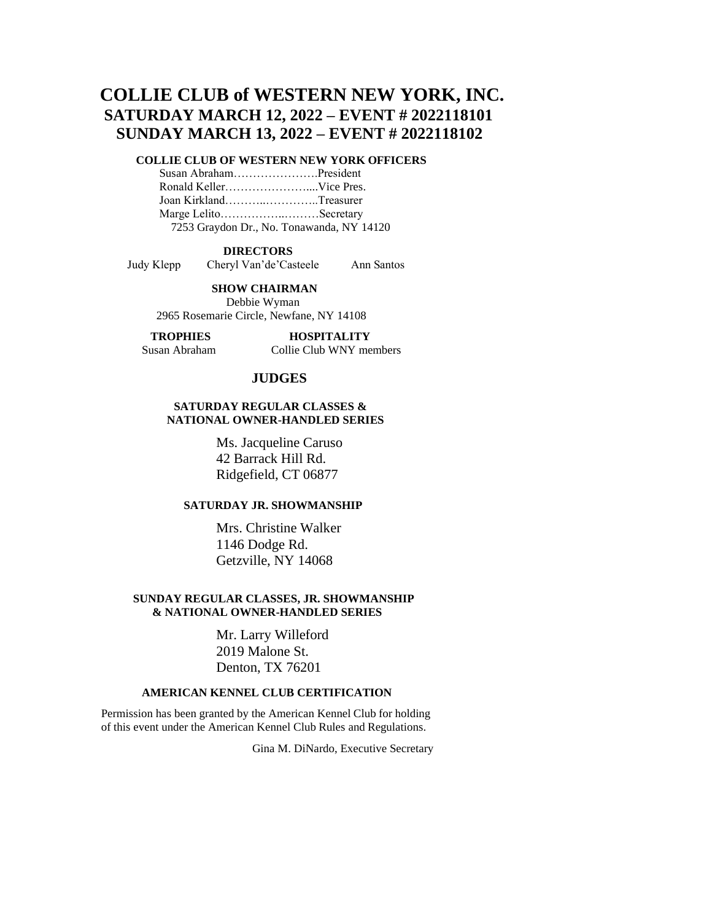# COLLIE CLUB of WESTERN NEW YORK, INC.

## SATURDAY MARCH 12, 2022 – EVENT # 2022118101

## SUNDAY MARCH 13, 2022 – EVENT # 2022118102

**COLLIE CLUB OF WESTERN NEW YORK OFFICERS**

Susan Abraham………………….President
Ronald Keller…………………....Vice Pres.
Joan Kirkland………..…………..Treasurer
Marge Lelito…………….………Secretary
7253 Graydon Dr., No. Tonawanda, NY 14120

**DIRECTORS**

Judy Klepp    Cheryl Van'de'Casteele    Ann Santos

**SHOW CHAIRMAN**

Debbie Wyman
2965 Rosemarie Circle, Newfane, NY 14108

**TROPHIES**
Susan Abraham

**HOSPITALITY**
Collie Club WNY members

### JUDGES

**SATURDAY REGULAR CLASSES & NATIONAL OWNER-HANDLED SERIES**

Ms. Jacqueline Caruso
42 Barrack Hill Rd.
Ridgefield, CT 06877

**SATURDAY JR. SHOWMANSHIP**

Mrs. Christine Walker
1146 Dodge Rd.
Getzville, NY 14068

**SUNDAY REGULAR CLASSES, JR. SHOWMANSHIP & NATIONAL OWNER-HANDLED SERIES**

Mr. Larry Willeford
2019 Malone St.
Denton, TX 76201

**AMERICAN KENNEL CLUB CERTIFICATION**

Permission has been granted by the American Kennel Club for holding of this event under the American Kennel Club Rules and Regulations.

Gina M. DiNardo, Executive Secretary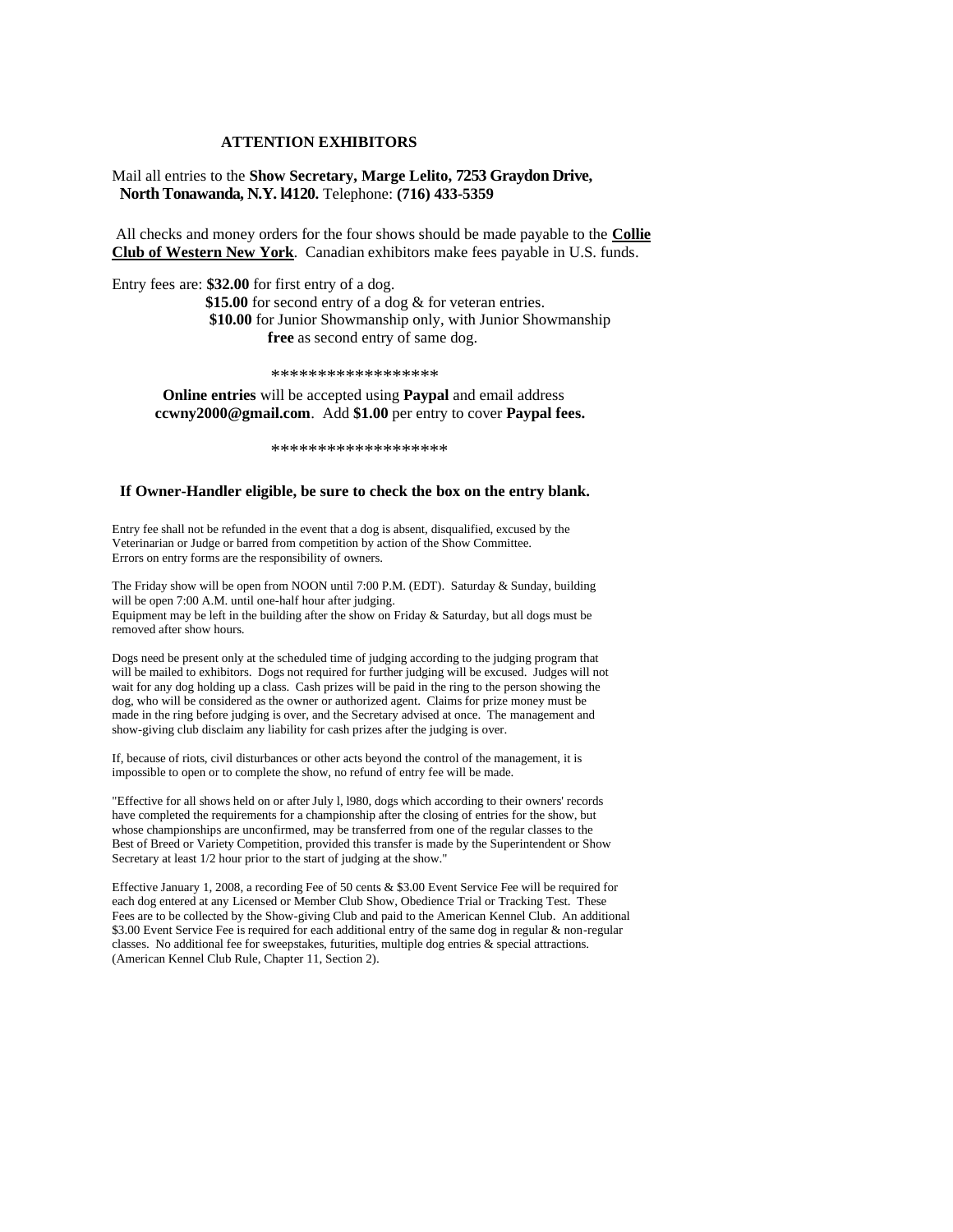## ATTENTION EXHIBITORS

Mail all entries to the **Show Secretary, Marge Lelito, 7253 Graydon Drive, North Tonawanda, N.Y. l4120.** Telephone: **(716) 433-5359**

All checks and money orders for the four shows should be made payable to the **Collie Club of Western New York**. Canadian exhibitors make fees payable in U.S. funds.

Entry fees are: **$32.00** for first entry of a dog.
**$15.00** for second entry of a dog & for veteran entries.
**$10.00** for Junior Showmanship only, with Junior Showmanship **free** as second entry of same dog.

\*\*\*\*\*\*\*\*\*\*\*\*\*\*\*\*\*\*

**Online entries** will be accepted using **Paypal** and email address **ccwny2000@gmail.com**. Add **$1.00** per entry to cover **Paypal fees.**

\*\*\*\*\*\*\*\*\*\*\*\*\*\*\*\*\*\*\*

**If Owner-Handler eligible, be sure to check the box on the entry blank.**

Entry fee shall not be refunded in the event that a dog is absent, disqualified, excused by the Veterinarian or Judge or barred from competition by action of the Show Committee. Errors on entry forms are the responsibility of owners.

The Friday show will be open from NOON until 7:00 P.M. (EDT). Saturday & Sunday, building will be open 7:00 A.M. until one-half hour after judging.
Equipment may be left in the building after the show on Friday & Saturday, but all dogs must be removed after show hours.

Dogs need be present only at the scheduled time of judging according to the judging program that will be mailed to exhibitors. Dogs not required for further judging will be excused. Judges will not wait for any dog holding up a class. Cash prizes will be paid in the ring to the person showing the dog, who will be considered as the owner or authorized agent. Claims for prize money must be made in the ring before judging is over, and the Secretary advised at once. The management and show-giving club disclaim any liability for cash prizes after the judging is over.

If, because of riots, civil disturbances or other acts beyond the control of the management, it is impossible to open or to complete the show, no refund of entry fee will be made.

"Effective for all shows held on or after July l, l980, dogs which according to their owners' records have completed the requirements for a championship after the closing of entries for the show, but whose championships are unconfirmed, may be transferred from one of the regular classes to the Best of Breed or Variety Competition, provided this transfer is made by the Superintendent or Show Secretary at least 1/2 hour prior to the start of judging at the show."

Effective January 1, 2008, a recording Fee of 50 cents & $3.00 Event Service Fee will be required for each dog entered at any Licensed or Member Club Show, Obedience Trial or Tracking Test. These Fees are to be collected by the Show-giving Club and paid to the American Kennel Club. An additional $3.00 Event Service Fee is required for each additional entry of the same dog in regular & non-regular classes. No additional fee for sweepstakes, futurities, multiple dog entries & special attractions. (American Kennel Club Rule, Chapter 11, Section 2).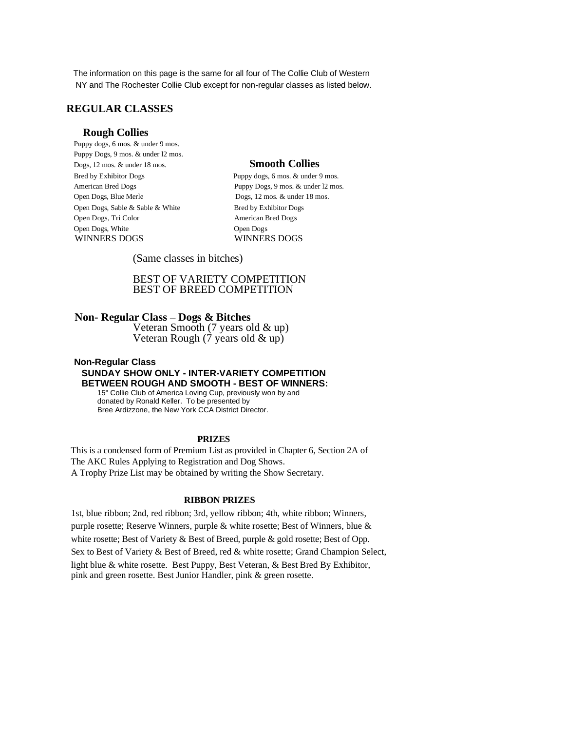The information on this page is the same for all four of The Collie Club of Western NY and The Rochester Collie Club except for non-regular classes as listed below.

## REGULAR CLASSES

### Rough Collies

Puppy dogs, 6 mos. & under 9 mos.
Puppy Dogs, 9 mos. & under l2 mos.
Dogs, 12 mos. & under 18 mos.
Bred by Exhibitor Dogs
American Bred Dogs
Open Dogs, Blue Merle
Open Dogs, Sable & Sable & White
Open Dogs, Tri Color
Open Dogs, White
WINNERS DOGS

### Smooth Collies

Puppy dogs, 6 mos. & under 9 mos.
Puppy Dogs, 9 mos. & under l2 mos.
Dogs, 12 mos. & under 18 mos.
Bred by Exhibitor Dogs
American Bred Dogs
Open Dogs
WINNERS DOGS

(Same classes in bitches)

BEST OF VARIETY COMPETITION
BEST OF BREED COMPETITION

**Non- Regular Class – Dogs & Bitches**
Veteran Smooth (7 years old & up)
Veteran Rough (7 years old & up)

**Non-Regular Class**
**SUNDAY SHOW ONLY - INTER-VARIETY COMPETITION BETWEEN ROUGH AND SMOOTH - BEST OF WINNERS:**
15" Collie Club of America Loving Cup, previously won by and donated by Ronald Keller. To be presented by Bree Ardizzone, the New York CCA District Director.

**PRIZES**

This is a condensed form of Premium List as provided in Chapter 6, Section 2A of The AKC Rules Applying to Registration and Dog Shows.
A Trophy Prize List may be obtained by writing the Show Secretary.

**RIBBON PRIZES**

1st, blue ribbon; 2nd, red ribbon; 3rd, yellow ribbon; 4th, white ribbon; Winners, purple rosette; Reserve Winners, purple & white rosette; Best of Winners, blue & white rosette; Best of Variety & Best of Breed, purple & gold rosette; Best of Opp. Sex to Best of Variety & Best of Breed, red & white rosette; Grand Champion Select, light blue & white rosette. Best Puppy, Best Veteran, & Best Bred By Exhibitor, pink and green rosette. Best Junior Handler, pink & green rosette.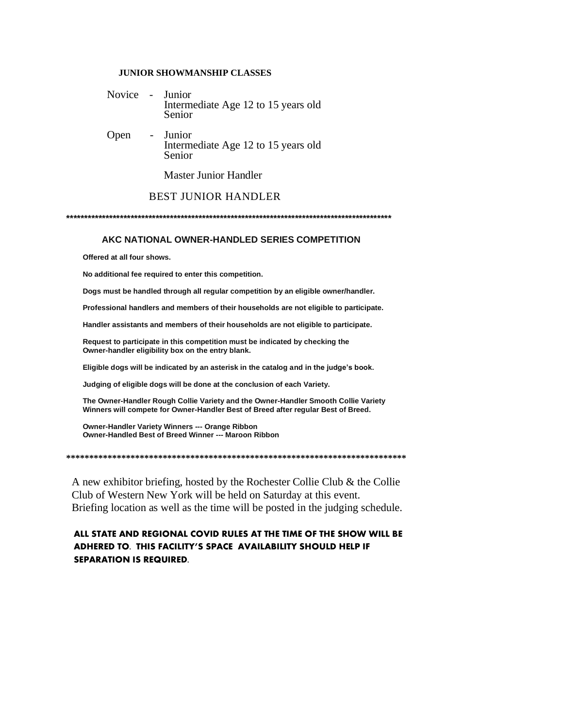### JUNIOR SHOWMANSHIP CLASSES

Novice - Junior
Intermediate Age 12 to 15 years old
Senior

Open - Junior
Intermediate Age 12 to 15 years old
Senior

Master Junior Handler

BEST JUNIOR HANDLER

*******************************************************************************************

### AKC NATIONAL OWNER-HANDLED SERIES COMPETITION

**Offered at all four shows.**

**No additional fee required to enter this competition.**

**Dogs must be handled through all regular competition by an eligible owner/handler.**

**Professional handlers and members of their households are not eligible to participate.**

**Handler assistants and members of their households are not eligible to participate.**

**Request to participate in this competition must be indicated by checking the Owner-handler eligibility box on the entry blank.**

**Eligible dogs will be indicated by an asterisk in the catalog and in the judge's book.**

**Judging of eligible dogs will be done at the conclusion of each Variety.**

**The Owner-Handler Rough Collie Variety and the Owner-Handler Smooth Collie Variety Winners will compete for Owner-Handler Best of Breed after regular Best of Breed.**

**Owner-Handler Variety Winners --- Orange Ribbon**
**Owner-Handled Best of Breed Winner --- Maroon Ribbon**

*******************************************************************************

A new exhibitor briefing, hosted by the Rochester Collie Club & the Collie Club of Western New York will be held on Saturday at this event. Briefing location as well as the time will be posted in the judging schedule.

**ALL STATE AND REGIONAL COVID RULES AT THE TIME OF THE SHOW WILL BE ADHERED TO. THIS FACILITY'S SPACE AVAILABILITY SHOULD HELP IF SEPARATION IS REQUIRED.**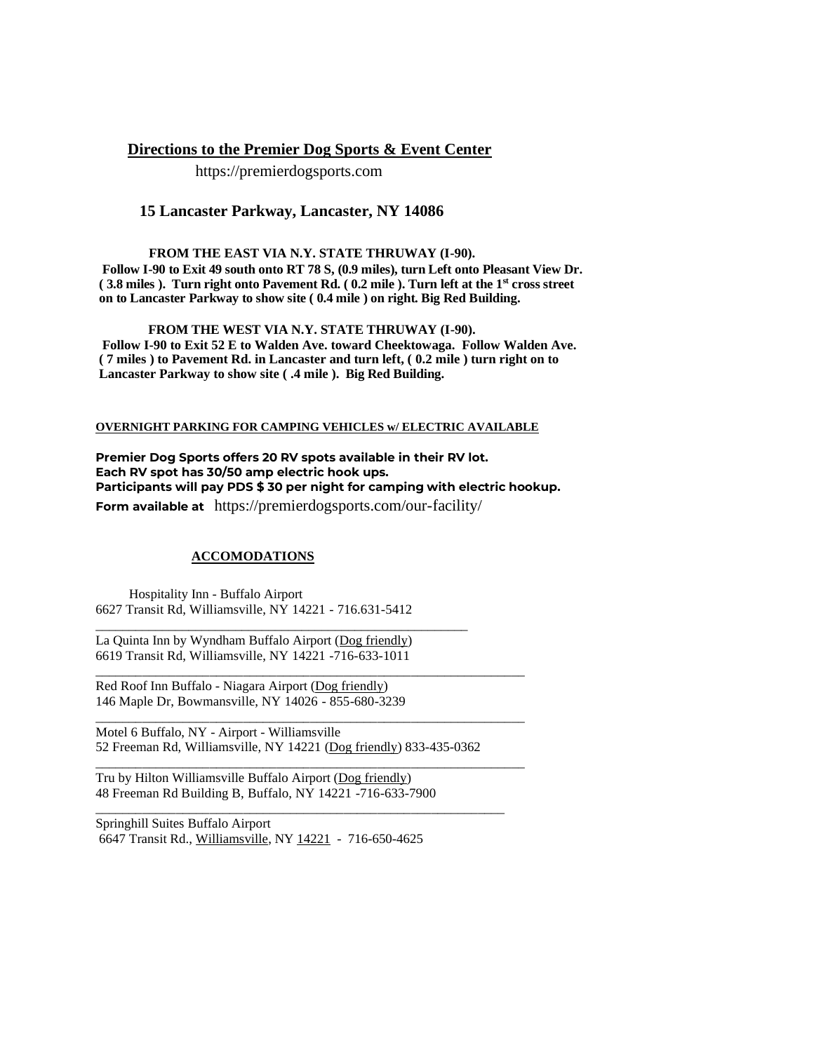## Directions to the Premier Dog Sports & Event Center

https://premierdogsports.com

### 15 Lancaster Parkway, Lancaster, NY 14086

**FROM THE EAST VIA N.Y. STATE THRUWAY (I-90).**

**Follow I-90 to Exit 49 south onto RT 78 S, (0.9 miles), turn Left onto Pleasant View Dr. ( 3.8 miles ). Turn right onto Pavement Rd. ( 0.2 mile ). Turn left at the 1st cross street on to Lancaster Parkway to show site ( 0.4 mile ) on right. Big Red Building.**

**FROM THE WEST VIA N.Y. STATE THRUWAY (I-90).**

**Follow I-90 to Exit 52 E to Walden Ave. toward Cheektowaga. Follow Walden Ave. ( 7 miles ) to Pavement Rd. in Lancaster and turn left, ( 0.2 mile ) turn right on to Lancaster Parkway to show site ( .4 mile ). Big Red Building.**

**OVERNIGHT PARKING FOR CAMPING VEHICLES w/ ELECTRIC AVAILABLE**

**Premier Dog Sports offers 20 RV spots available in their RV lot.**
**Each RV spot has 30/50 amp electric hook ups.**
**Participants will pay PDS $ 30 per night for camping with electric hookup.**
**Form available at** https://premierdogsports.com/our-facility/

**ACCOMODATIONS**

Hospitality Inn - Buffalo Airport
6627 Transit Rd, Williamsville, NY 14221 - 716.631-5412

---

La Quinta Inn by Wyndham Buffalo Airport (Dog friendly)
6619 Transit Rd, Williamsville, NY 14221 -716-633-1011

---

Red Roof Inn Buffalo - Niagara Airport (Dog friendly)
146 Maple Dr, Bowmansville, NY 14026 - 855-680-3239

---

Motel 6 Buffalo, NY - Airport - Williamsville
52 Freeman Rd, Williamsville, NY 14221 (Dog friendly) 833-435-0362

---

Tru by Hilton Williamsville Buffalo Airport (Dog friendly)
48 Freeman Rd Building B, Buffalo, NY 14221 -716-633-7900

---

Springhill Suites Buffalo Airport
6647 Transit Rd., Williamsville, NY 14221 - 716-650-4625